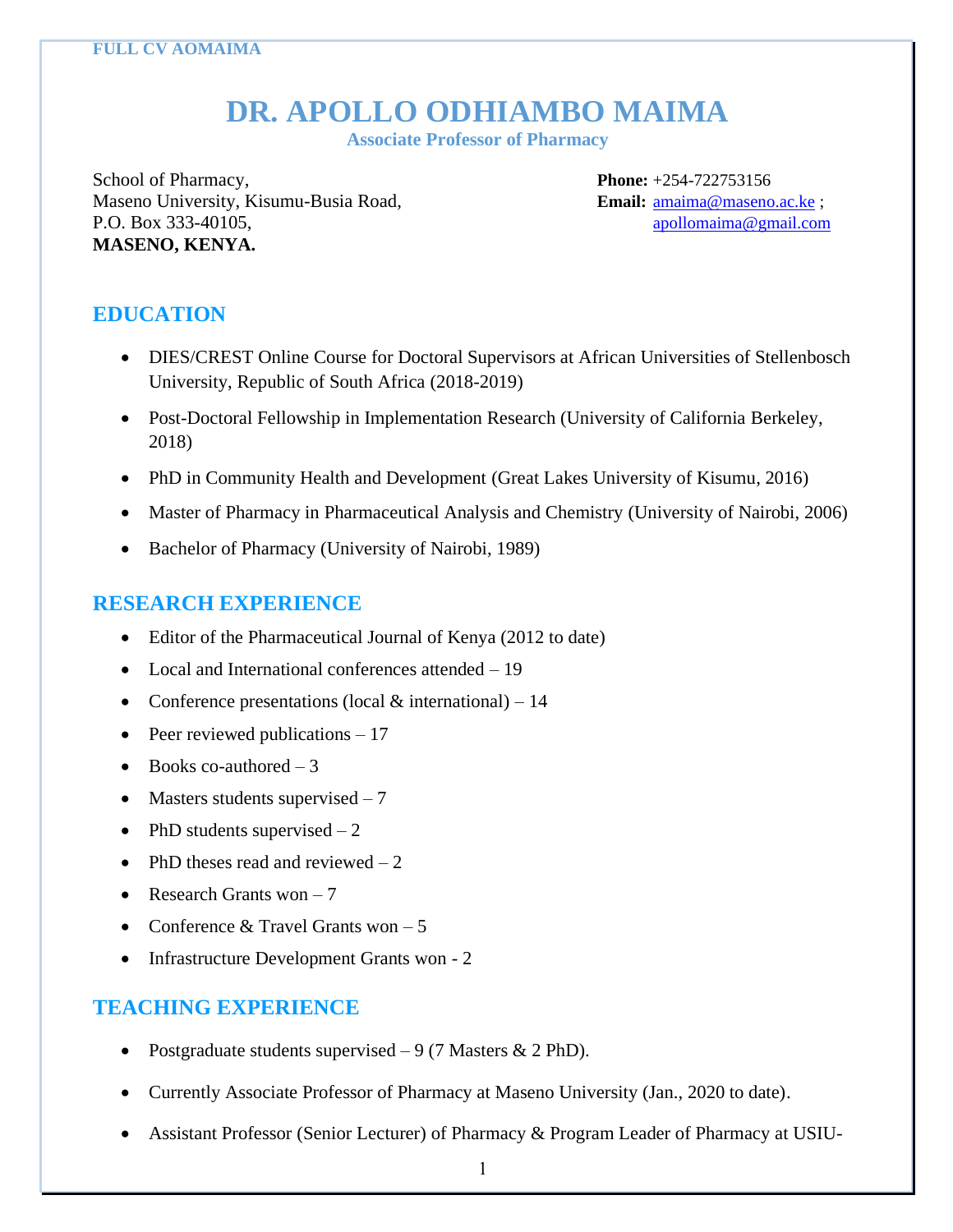# DR. APOLLO ODHIAMBO MAIMA

**Associate Professor of Pharmacy**

School of Pharmacy,
Maseno University, Kisumu-Busia Road,
P.O. Box 333-40105,
**MASENO, KENYA.**

**Phone:** +254-722753156
**Email:** amaima@maseno.ac.ke ; apollomaima@gmail.com

## EDUCATION

- DIES/CREST Online Course for Doctoral Supervisors at African Universities of Stellenbosch University, Republic of South Africa (2018-2019)
- Post-Doctoral Fellowship in Implementation Research (University of California Berkeley, 2018)
- PhD in Community Health and Development (Great Lakes University of Kisumu, 2016)
- Master of Pharmacy in Pharmaceutical Analysis and Chemistry (University of Nairobi, 2006)
- Bachelor of Pharmacy (University of Nairobi, 1989)

## RESEARCH EXPERIENCE

- Editor of the Pharmaceutical Journal of Kenya (2012 to date)
- Local and International conferences attended – 19
- Conference presentations (local & international) – 14
- Peer reviewed publications – 17
- Books co-authored – 3
- Masters students supervised – 7
- PhD students supervised – 2
- PhD theses read and reviewed – 2
- Research Grants won – 7
- Conference & Travel Grants won – 5
- Infrastructure Development Grants won - 2

## TEACHING EXPERIENCE

- Postgraduate students supervised – 9 (7 Masters & 2 PhD).
- Currently Associate Professor of Pharmacy at Maseno University (Jan., 2020 to date).
- Assistant Professor (Senior Lecturer) of Pharmacy & Program Leader of Pharmacy at USIU-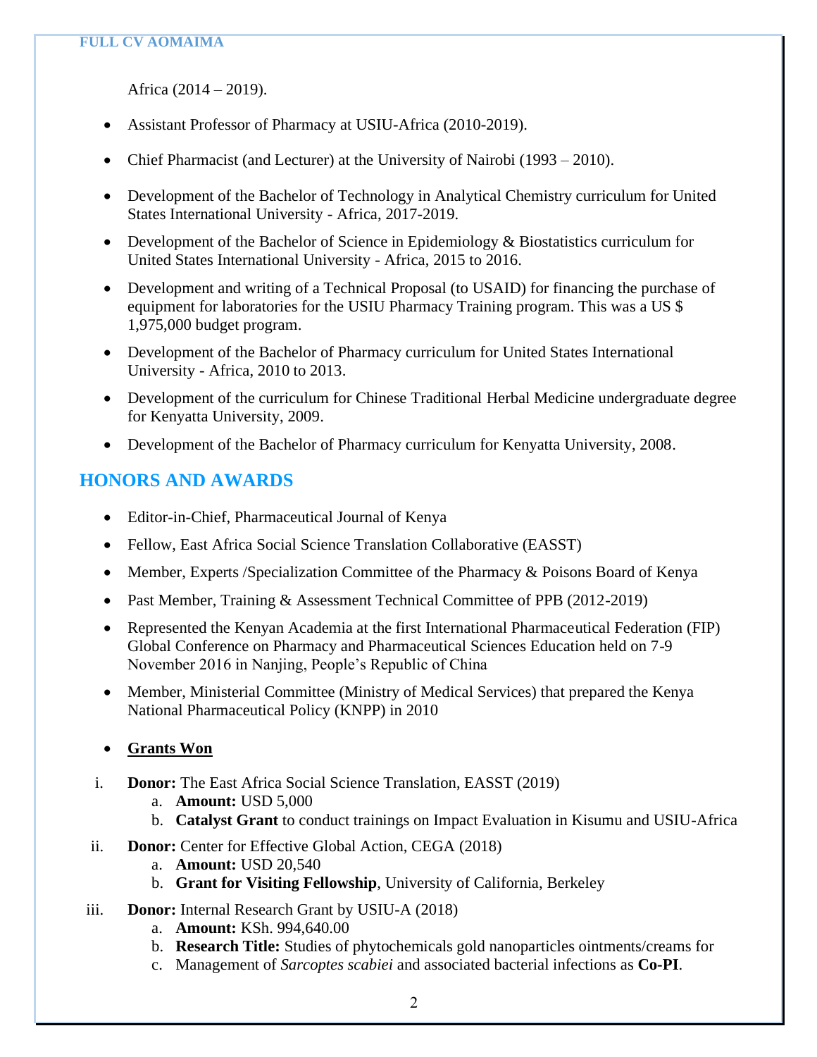Africa (2014 – 2019).

- Assistant Professor of Pharmacy at USIU-Africa (2010-2019).
- Chief Pharmacist (and Lecturer) at the University of Nairobi (1993 – 2010).
- Development of the Bachelor of Technology in Analytical Chemistry curriculum for United States International University - Africa, 2017-2019.
- Development of the Bachelor of Science in Epidemiology & Biostatistics curriculum for United States International University - Africa, 2015 to 2016.
- Development and writing of a Technical Proposal (to USAID) for financing the purchase of equipment for laboratories for the USIU Pharmacy Training program. This was a US $ 1,975,000 budget program.
- Development of the Bachelor of Pharmacy curriculum for United States International University - Africa, 2010 to 2013.
- Development of the curriculum for Chinese Traditional Herbal Medicine undergraduate degree for Kenyatta University, 2009.
- Development of the Bachelor of Pharmacy curriculum for Kenyatta University, 2008.

## HONORS AND AWARDS

- Editor-in-Chief, Pharmaceutical Journal of Kenya
- Fellow, East Africa Social Science Translation Collaborative (EASST)
- Member, Experts /Specialization Committee of the Pharmacy & Poisons Board of Kenya
- Past Member, Training & Assessment Technical Committee of PPB (2012-2019)
- Represented the Kenyan Academia at the first International Pharmaceutical Federation (FIP) Global Conference on Pharmacy and Pharmaceutical Sciences Education held on 7-9 November 2016 in Nanjing, People's Republic of China
- Member, Ministerial Committee (Ministry of Medical Services) that prepared the Kenya National Pharmaceutical Policy (KNPP) in 2010
- **Grants Won**

i. **Donor:** The East Africa Social Science Translation, EASST (2019)
   a. **Amount:** USD 5,000
   b. **Catalyst Grant** to conduct trainings on Impact Evaluation in Kisumu and USIU-Africa

ii. **Donor:** Center for Effective Global Action, CEGA (2018)
   a. **Amount:** USD 20,540
   b. **Grant for Visiting Fellowship**, University of California, Berkeley

iii. **Donor:** Internal Research Grant by USIU-A (2018)
   a. **Amount:** KSh. 994,640.00
   b. **Research Title:** Studies of phytochemicals gold nanoparticles ointments/creams for
   c. Management of *Sarcoptes scabiei* and associated bacterial infections as **Co-PI**.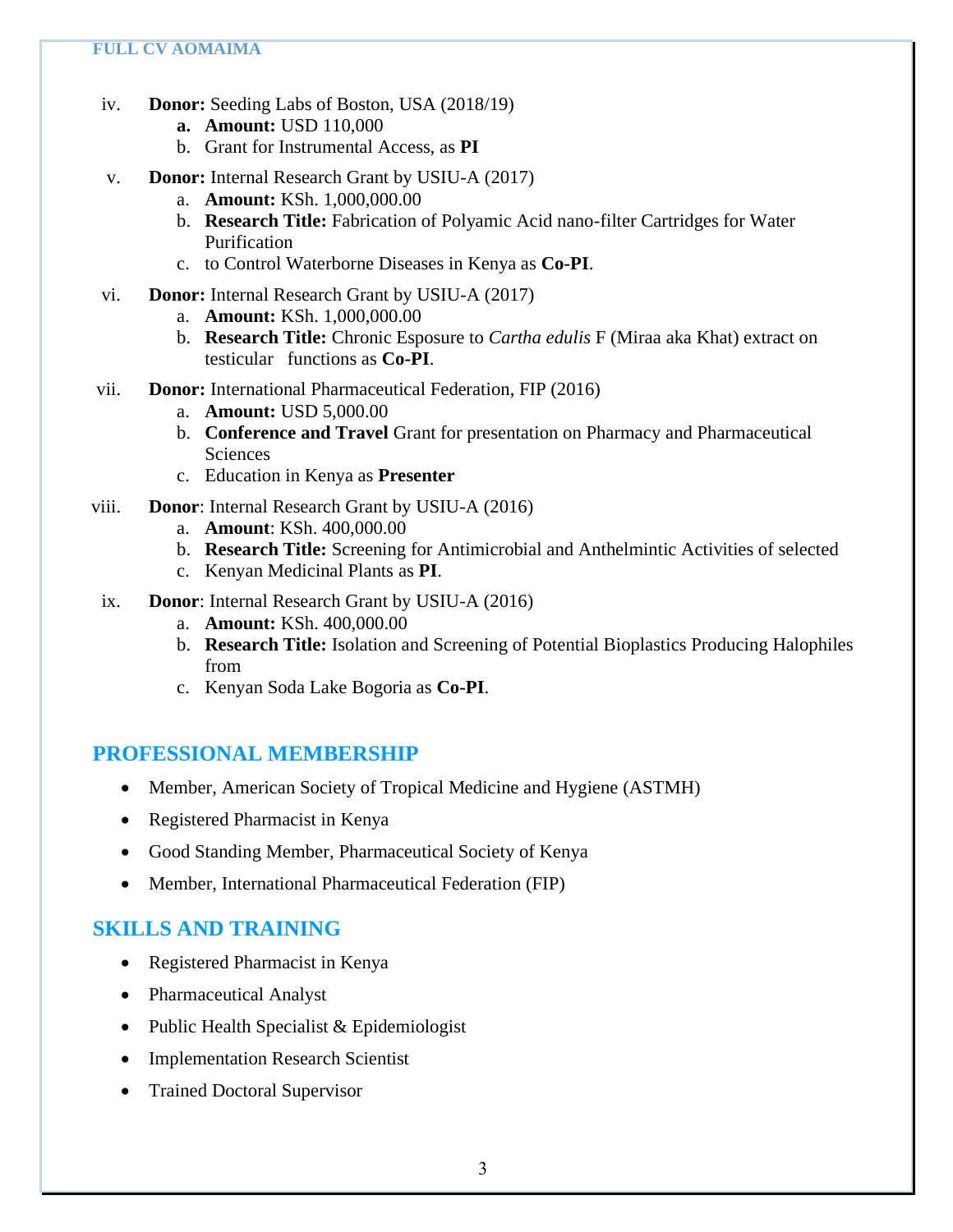iv. **Donor:** Seeding Labs of Boston, USA (2018/19)
   a. **Amount:** USD 110,000
   b. Grant for Instrumental Access, as **PI**

v. **Donor:** Internal Research Grant by USIU-A (2017)
   a. **Amount:** KSh. 1,000,000.00
   b. **Research Title:** Fabrication of Polyamic Acid nano-filter Cartridges for Water Purification
   c. to Control Waterborne Diseases in Kenya as **Co-PI**.

vi. **Donor:** Internal Research Grant by USIU-A (2017)
   a. **Amount:** KSh. 1,000,000.00
   b. **Research Title:** Chronic Esposure to *Cartha edulis* F (Miraa aka Khat) extract on testicular functions as **Co-PI**.

vii. **Donor:** International Pharmaceutical Federation, FIP (2016)
   a. **Amount:** USD 5,000.00
   b. **Conference and Travel** Grant for presentation on Pharmacy and Pharmaceutical Sciences
   c. Education in Kenya as **Presenter**

viii. **Donor**: Internal Research Grant by USIU-A (2016)
   a. **Amount**: KSh. 400,000.00
   b. **Research Title:** Screening for Antimicrobial and Anthelmintic Activities of selected
   c. Kenyan Medicinal Plants as **PI**.

ix. **Donor**: Internal Research Grant by USIU-A (2016)
   a. **Amount:** KSh. 400,000.00
   b. **Research Title:** Isolation and Screening of Potential Bioplastics Producing Halophiles from
   c. Kenyan Soda Lake Bogoria as **Co-PI**.

## PROFESSIONAL MEMBERSHIP

- Member, American Society of Tropical Medicine and Hygiene (ASTMH)
- Registered Pharmacist in Kenya
- Good Standing Member, Pharmaceutical Society of Kenya
- Member, International Pharmaceutical Federation (FIP)

## SKILLS AND TRAINING

- Registered Pharmacist in Kenya
- Pharmaceutical Analyst
- Public Health Specialist & Epidemiologist
- Implementation Research Scientist
- Trained Doctoral Supervisor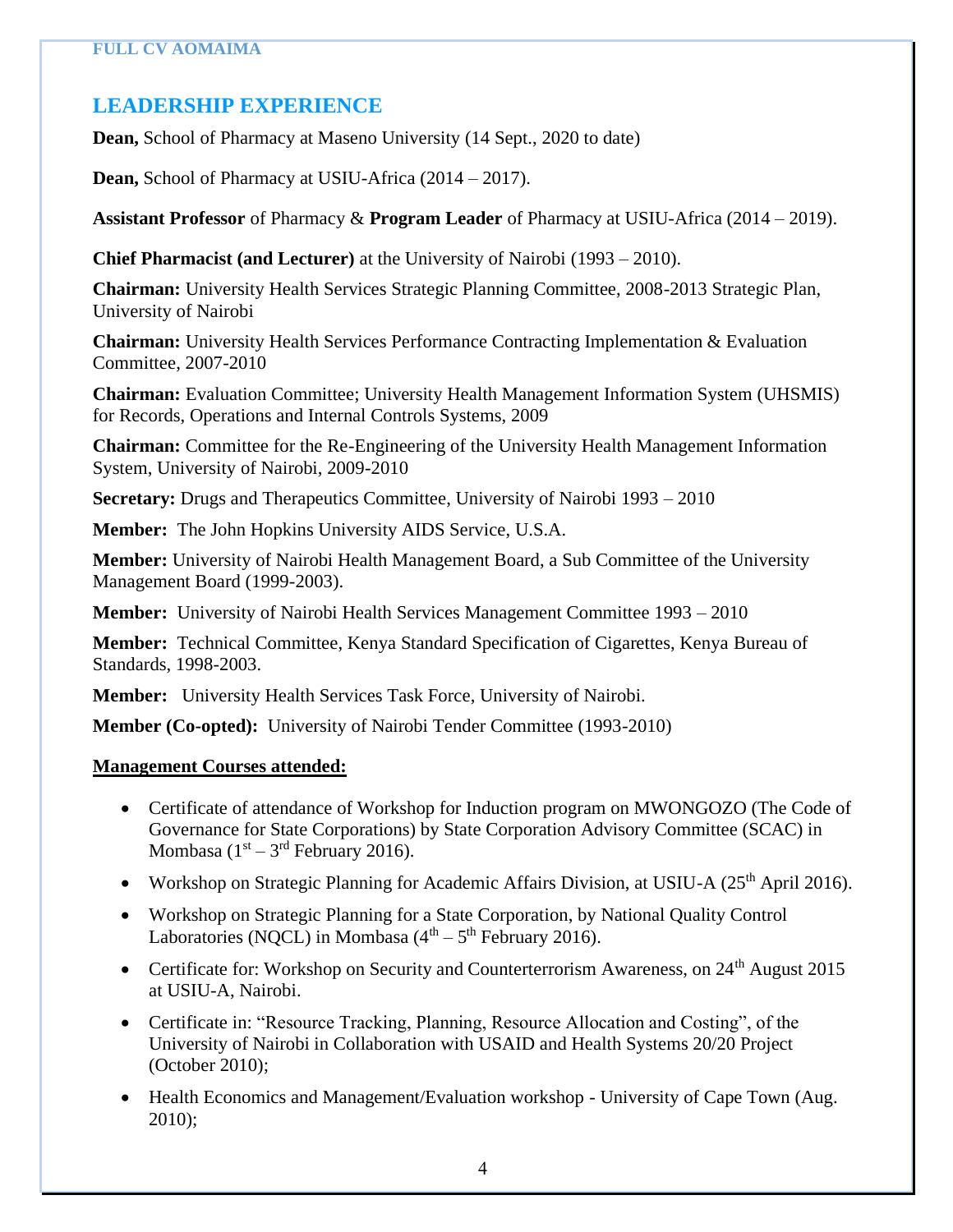## LEADERSHIP EXPERIENCE

**Dean,** School of Pharmacy at Maseno University (14 Sept., 2020 to date)

**Dean,** School of Pharmacy at USIU-Africa (2014 – 2017).

**Assistant Professor** of Pharmacy & **Program Leader** of Pharmacy at USIU-Africa (2014 – 2019).

**Chief Pharmacist (and Lecturer)** at the University of Nairobi (1993 – 2010).

**Chairman:** University Health Services Strategic Planning Committee, 2008-2013 Strategic Plan, University of Nairobi

**Chairman:** University Health Services Performance Contracting Implementation & Evaluation Committee, 2007-2010

**Chairman:** Evaluation Committee; University Health Management Information System (UHSMIS) for Records, Operations and Internal Controls Systems, 2009

**Chairman:** Committee for the Re-Engineering of the University Health Management Information System, University of Nairobi, 2009-2010

**Secretary:** Drugs and Therapeutics Committee, University of Nairobi 1993 – 2010

**Member:** The John Hopkins University AIDS Service, U.S.A.

**Member:** University of Nairobi Health Management Board, a Sub Committee of the University Management Board (1999-2003).

**Member:** University of Nairobi Health Services Management Committee 1993 – 2010

**Member:** Technical Committee, Kenya Standard Specification of Cigarettes, Kenya Bureau of Standards, 1998-2003.

**Member:** University Health Services Task Force, University of Nairobi.

**Member (Co-opted):** University of Nairobi Tender Committee (1993-2010)

**Management Courses attended:**

- Certificate of attendance of Workshop for Induction program on MWONGOZO (The Code of Governance for State Corporations) by State Corporation Advisory Committee (SCAC) in Mombasa (1st – 3rd February 2016).
- Workshop on Strategic Planning for Academic Affairs Division, at USIU-A (25th April 2016).
- Workshop on Strategic Planning for a State Corporation, by National Quality Control Laboratories (NQCL) in Mombasa (4th – 5th February 2016).
- Certificate for: Workshop on Security and Counterterrorism Awareness, on 24th August 2015 at USIU-A, Nairobi.
- Certificate in: "Resource Tracking, Planning, Resource Allocation and Costing", of the University of Nairobi in Collaboration with USAID and Health Systems 20/20 Project (October 2010);
- Health Economics and Management/Evaluation workshop - University of Cape Town (Aug. 2010);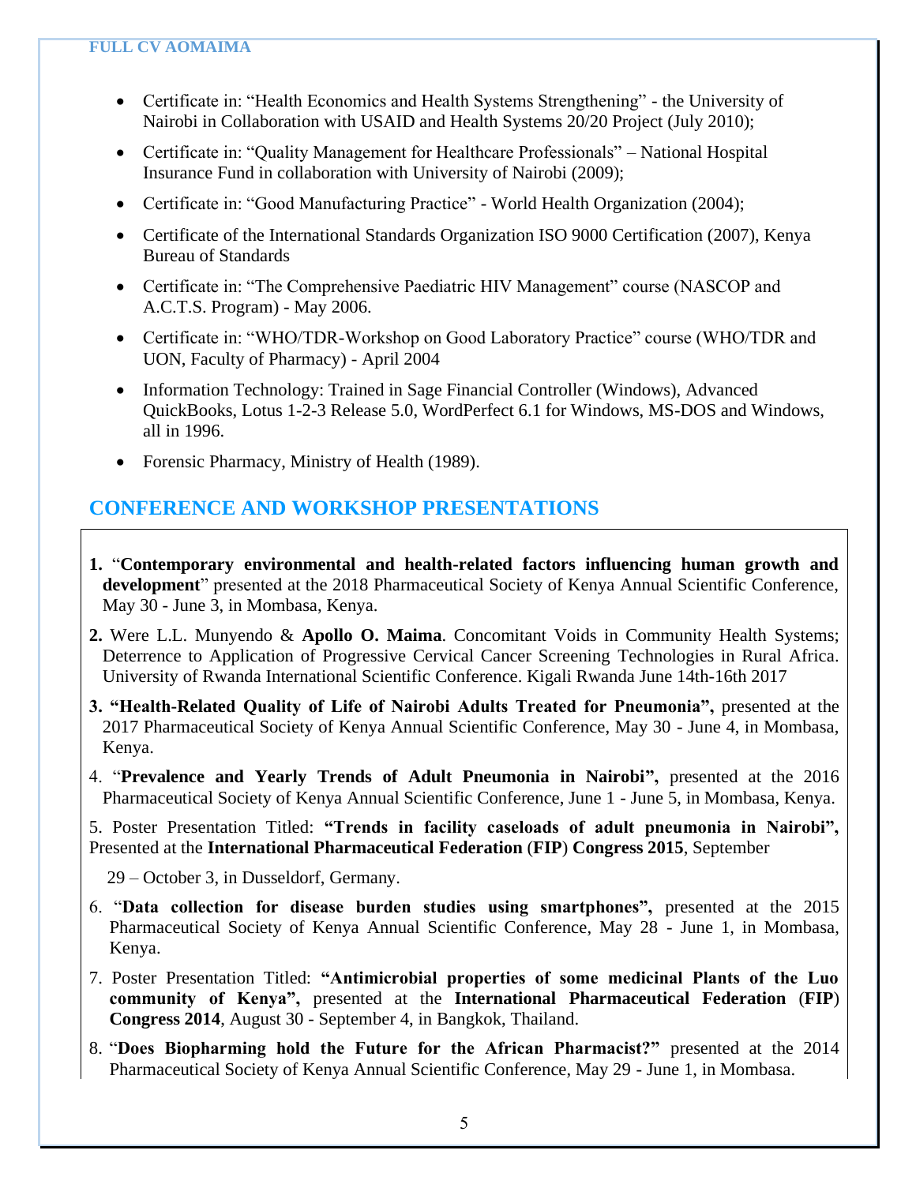- Certificate in: “Health Economics and Health Systems Strengthening” - the University of Nairobi in Collaboration with USAID and Health Systems 20/20 Project (July 2010);
- Certificate in: “Quality Management for Healthcare Professionals” – National Hospital Insurance Fund in collaboration with University of Nairobi (2009);
- Certificate in: “Good Manufacturing Practice” - World Health Organization (2004);
- Certificate of the International Standards Organization ISO 9000 Certification (2007), Kenya Bureau of Standards
- Certificate in: “The Comprehensive Paediatric HIV Management” course (NASCOP and A.C.T.S. Program) - May 2006.
- Certificate in: “WHO/TDR-Workshop on Good Laboratory Practice” course (WHO/TDR and UON, Faculty of Pharmacy) - April 2004
- Information Technology: Trained in Sage Financial Controller (Windows), Advanced QuickBooks, Lotus 1-2-3 Release 5.0, WordPerfect 6.1 for Windows, MS-DOS and Windows, all in 1996.
- Forensic Pharmacy, Ministry of Health (1989).

## CONFERENCE AND WORKSHOP PRESENTATIONS

**1.** “**Contemporary environmental and health-related factors influencing human growth and development**” presented at the 2018 Pharmaceutical Society of Kenya Annual Scientific Conference, May 30 - June 3, in Mombasa, Kenya.

**2.** Were L.L. Munyendo & **Apollo O. Maima**. Concomitant Voids in Community Health Systems; Deterrence to Application of Progressive Cervical Cancer Screening Technologies in Rural Africa. University of Rwanda International Scientific Conference. Kigali Rwanda June 14th-16th 2017

**3. “Health-Related Quality of Life of Nairobi Adults Treated for Pneumonia”,** presented at the 2017 Pharmaceutical Society of Kenya Annual Scientific Conference, May 30 - June 4, in Mombasa, Kenya.

4. “**Prevalence and Yearly Trends of Adult Pneumonia in Nairobi”,** presented at the 2016 Pharmaceutical Society of Kenya Annual Scientific Conference, June 1 - June 5, in Mombasa, Kenya.

5. Poster Presentation Titled: **“Trends in facility caseloads of adult pneumonia in Nairobi”,** Presented at the **International Pharmaceutical Federation** (**FIP**) **Congress 2015**, September 29 – October 3, in Dusseldorf, Germany.

6. “**Data collection for disease burden studies using smartphones”,** presented at the 2015 Pharmaceutical Society of Kenya Annual Scientific Conference, May 28 - June 1, in Mombasa, Kenya.

7. Poster Presentation Titled: **“Antimicrobial properties of some medicinal Plants of the Luo community of Kenya”,** presented at the **International Pharmaceutical Federation** (**FIP**) **Congress 2014**, August 30 - September 4, in Bangkok, Thailand.

8. “**Does Biopharming hold the Future for the African Pharmacist?”** presented at the 2014 Pharmaceutical Society of Kenya Annual Scientific Conference, May 29 - June 1, in Mombasa.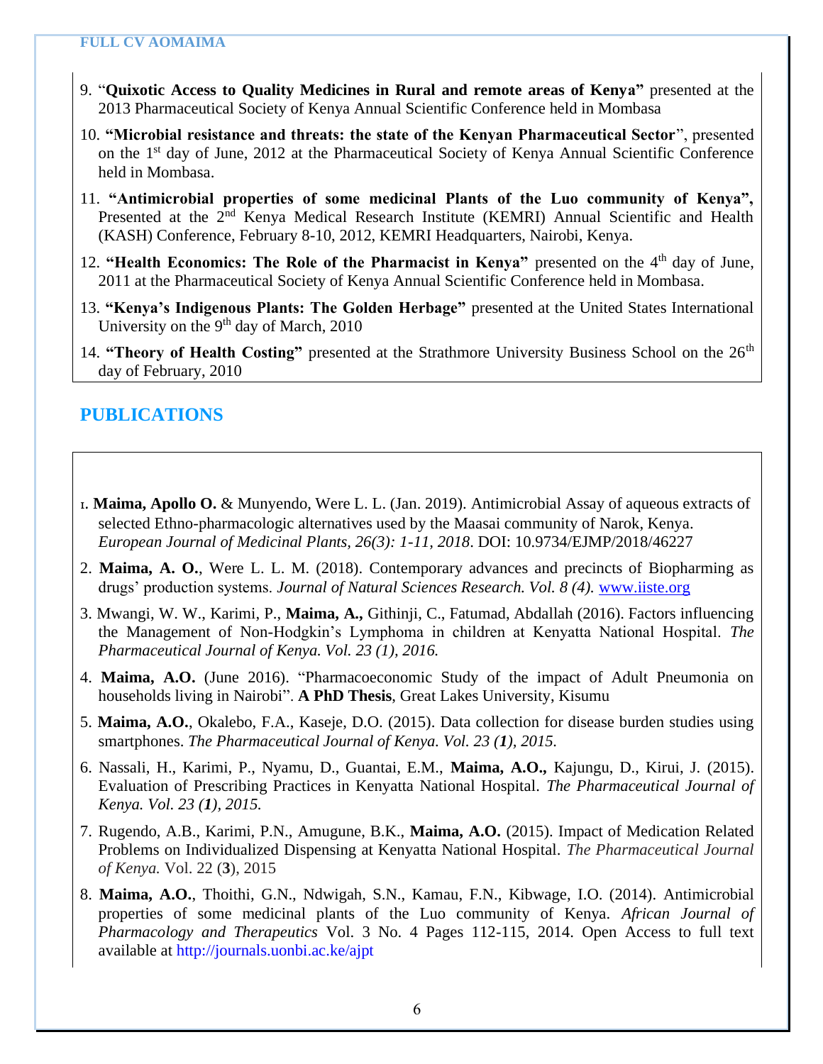9. "**Quixotic Access to Quality Medicines in Rural and remote areas of Kenya"** presented at the 2013 Pharmaceutical Society of Kenya Annual Scientific Conference held in Mombasa
10. **"Microbial resistance and threats: the state of the Kenyan Pharmaceutical Sector**", presented on the 1st day of June, 2012 at the Pharmaceutical Society of Kenya Annual Scientific Conference held in Mombasa.
11. **"Antimicrobial properties of some medicinal Plants of the Luo community of Kenya",** Presented at the 2nd Kenya Medical Research Institute (KEMRI) Annual Scientific and Health (KASH) Conference, February 8-10, 2012, KEMRI Headquarters, Nairobi, Kenya.
12. **"Health Economics: The Role of the Pharmacist in Kenya"** presented on the 4th day of June, 2011 at the Pharmaceutical Society of Kenya Annual Scientific Conference held in Mombasa.
13. **"Kenya's Indigenous Plants: The Golden Herbage"** presented at the United States International University on the 9th day of March, 2010
14. **"Theory of Health Costing"** presented at the Strathmore University Business School on the 26th day of February, 2010

## PUBLICATIONS

1. **Maima, Apollo O.** & Munyendo, Were L. L. (Jan. 2019). Antimicrobial Assay of aqueous extracts of selected Ethno-pharmacologic alternatives used by the Maasai community of Narok, Kenya. *European Journal of Medicinal Plants, 26(3): 1-11, 2018*. DOI: 10.9734/EJMP/2018/46227
2. **Maima, A. O.**, Were L. L. M. (2018). Contemporary advances and precincts of Biopharming as drugs' production systems. *Journal of Natural Sciences Research. Vol. 8 (4).* www.iiste.org
3. Mwangi, W. W., Karimi, P., **Maima, A.,** Githinji, C., Fatumad, Abdallah (2016). Factors influencing the Management of Non-Hodgkin's Lymphoma in children at Kenyatta National Hospital. *The Pharmaceutical Journal of Kenya. Vol. 23 (1), 2016.*
4. **Maima, A.O.** (June 2016). "Pharmacoeconomic Study of the impact of Adult Pneumonia on households living in Nairobi". **A PhD Thesis**, Great Lakes University, Kisumu
5. **Maima, A.O.**, Okalebo, F.A., Kaseje, D.O. (2015). Data collection for disease burden studies using smartphones. *The Pharmaceutical Journal of Kenya. Vol. 23 (**1**), 2015.*
6. Nassali, H., Karimi, P., Nyamu, D., Guantai, E.M., **Maima, A.O.,** Kajungu, D., Kirui, J. (2015). Evaluation of Prescribing Practices in Kenyatta National Hospital. *The Pharmaceutical Journal of Kenya. Vol. 23 (**1**), 2015.*
7. Rugendo, A.B., Karimi, P.N., Amugune, B.K., **Maima, A.O.** (2015). Impact of Medication Related Problems on Individualized Dispensing at Kenyatta National Hospital. *The Pharmaceutical Journal of Kenya.* Vol. 22 (**3**), 2015
8. **Maima, A.O.**, Thoithi, G.N., Ndwigah, S.N., Kamau, F.N., Kibwage, I.O. (2014). Antimicrobial properties of some medicinal plants of the Luo community of Kenya. *African Journal of Pharmacology and Therapeutics* Vol. 3 No. 4 Pages 112-115, 2014. Open Access to full text available at http://journals.uonbi.ac.ke/ajpt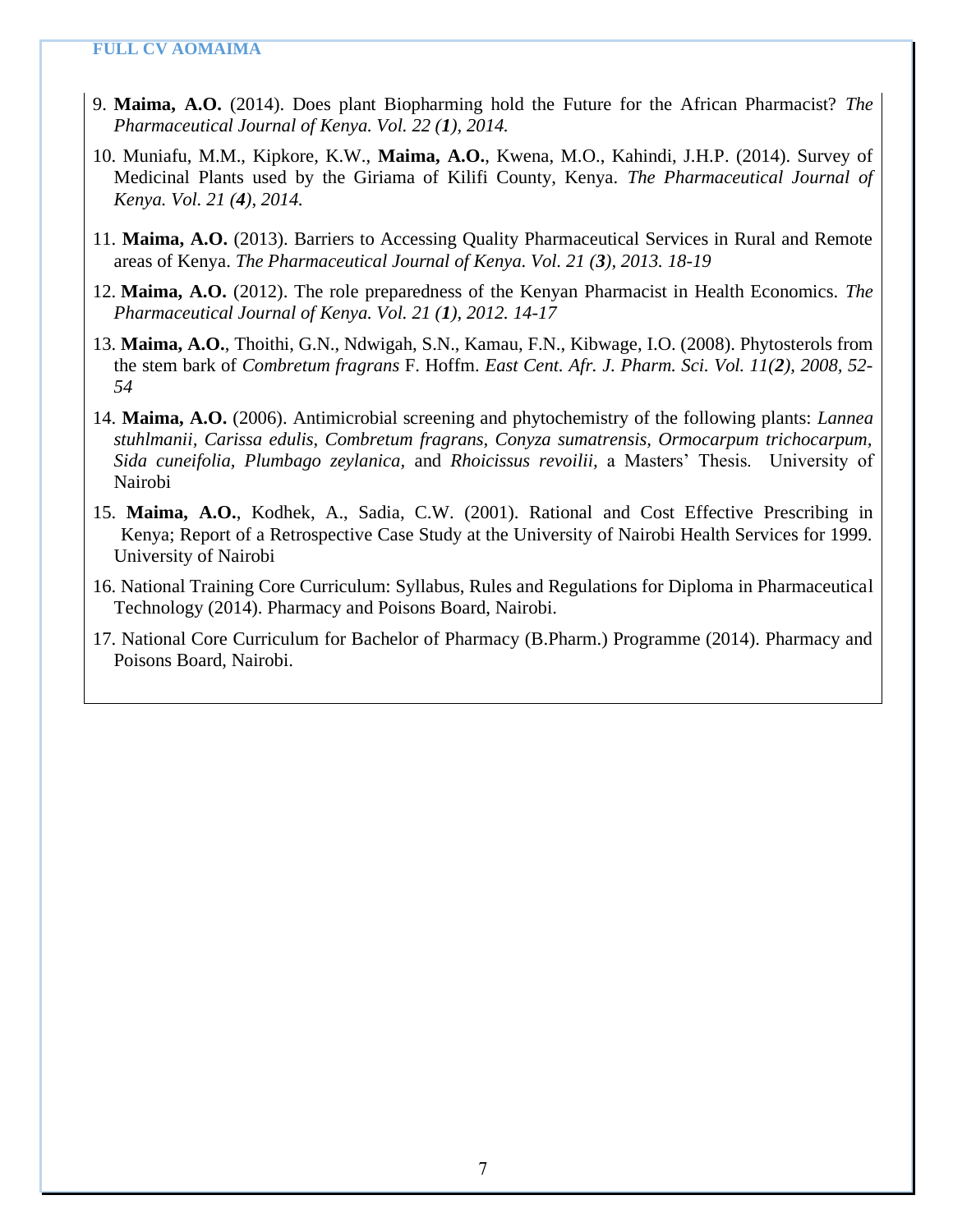9. **Maima, A.O.** (2014). Does plant Biopharming hold the Future for the African Pharmacist? *The Pharmaceutical Journal of Kenya. Vol. 22 (**1**), 2014.*

10. Muniafu, M.M., Kipkore, K.W., **Maima, A.O.**, Kwena, M.O., Kahindi, J.H.P. (2014). Survey of Medicinal Plants used by the Giriama of Kilifi County, Kenya. *The Pharmaceutical Journal of Kenya. Vol. 21 (**4**), 2014.*

11. **Maima, A.O.** (2013). Barriers to Accessing Quality Pharmaceutical Services in Rural and Remote areas of Kenya. *The Pharmaceutical Journal of Kenya. Vol. 21 (**3**), 2013. 18-19*

12. **Maima, A.O.** (2012). The role preparedness of the Kenyan Pharmacist in Health Economics. *The Pharmaceutical Journal of Kenya. Vol. 21 (**1**), 2012. 14-17*

13. **Maima, A.O.**, Thoithi, G.N., Ndwigah, S.N., Kamau, F.N., Kibwage, I.O. (2008). Phytosterols from the stem bark of *Combretum fragrans* F. Hoffm. *East Cent. Afr. J. Pharm. Sci. Vol. 11(**2**), 2008, 52-54*

14. **Maima, A.O.** (2006). Antimicrobial screening and phytochemistry of the following plants: *Lannea stuhlmanii, Carissa edulis, Combretum fragrans, Conyza sumatrensis, Ormocarpum trichocarpum, Sida cuneifolia, Plumbago zeylanica*, and *Rhoicissus revoilii*, a Masters' Thesis. University of Nairobi

15. **Maima, A.O.**, Kodhek, A., Sadia, C.W. (2001). Rational and Cost Effective Prescribing in Kenya; Report of a Retrospective Case Study at the University of Nairobi Health Services for 1999. University of Nairobi

16. National Training Core Curriculum: Syllabus, Rules and Regulations for Diploma in Pharmaceutical Technology (2014). Pharmacy and Poisons Board, Nairobi.

17. National Core Curriculum for Bachelor of Pharmacy (B.Pharm.) Programme (2014). Pharmacy and Poisons Board, Nairobi.